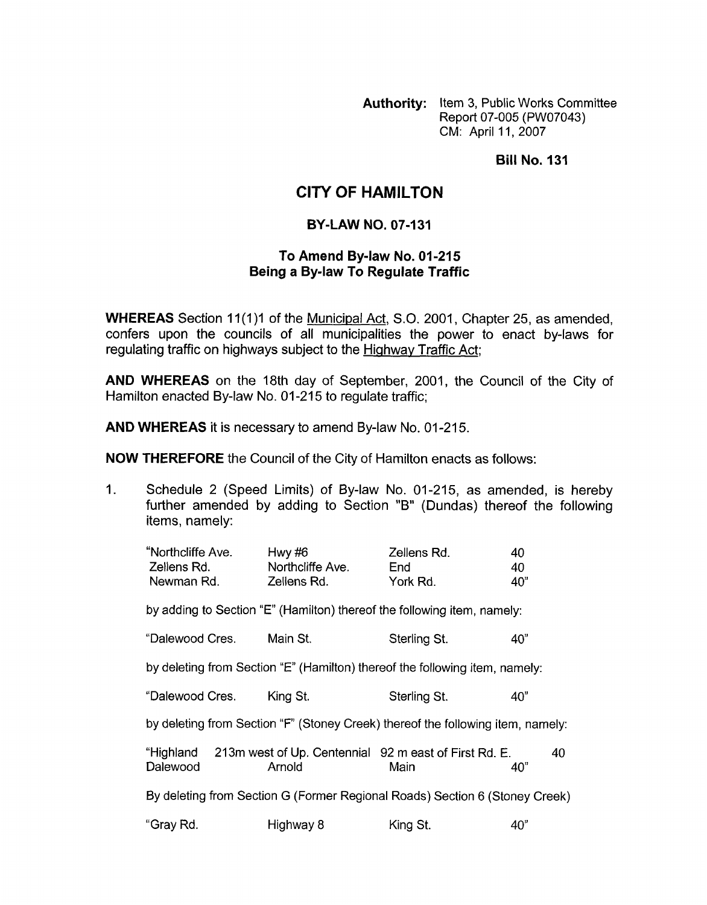**Authority:** Item 3, Public Works Committee
Report 07-005 (PW07043)
CM: April 11, 2007

**Bill No. 131**

# CITY OF HAMILTON

## BY-LAW NO. 07-131

### To Amend By-law No. 01-215
### Being a By-law To Regulate Traffic

**WHEREAS** Section 11(1)1 of the Municipal Act, S.O. 2001, Chapter 25, as amended, confers upon the councils of all municipalities the power to enact by-laws for regulating traffic on highways subject to the Highway Traffic Act;

**AND WHEREAS** on the 18th day of September, 2001, the Council of the City of Hamilton enacted By-law No. 01-215 to regulate traffic;

**AND WHEREAS** it is necessary to amend By-law No. 01-215.

**NOW THEREFORE** the Council of the City of Hamilton enacts as follows:

1. Schedule 2 (Speed Limits) of By-law No. 01-215, as amended, is hereby further amended by adding to Section "B" (Dundas) thereof the following items, namely:

| | | | |
|---|---|---|---|
| "Northcliffe Ave. | Hwy #6 | Zellens Rd. | 40 |
| Zellens Rd. | Northcliffe Ave. | End | 40 |
| Newman Rd. | Zellens Rd. | York Rd. | 40" |

by adding to Section "E" (Hamilton) thereof the following item, namely:

| | | | |
|---|---|---|---|
| "Dalewood Cres. | Main St. | Sterling St. | 40" |

by deleting from Section "E" (Hamilton) thereof the following item, namely:

| | | | |
|---|---|---|---|
| "Dalewood Cres. | King St. | Sterling St. | 40" |

by deleting from Section "F" (Stoney Creek) thereof the following item, namely:

| | | | |
|---|---|---|---|
| "Highland | 213m west of Up. Centennial | 92 m east of First Rd. E. | 40 |
| Dalewood | Arnold | Main | 40" |

By deleting from Section G (Former Regional Roads) Section 6 (Stoney Creek)

| | | | |
|---|---|---|---|
| "Gray Rd. | Highway 8 | King St. | 40" |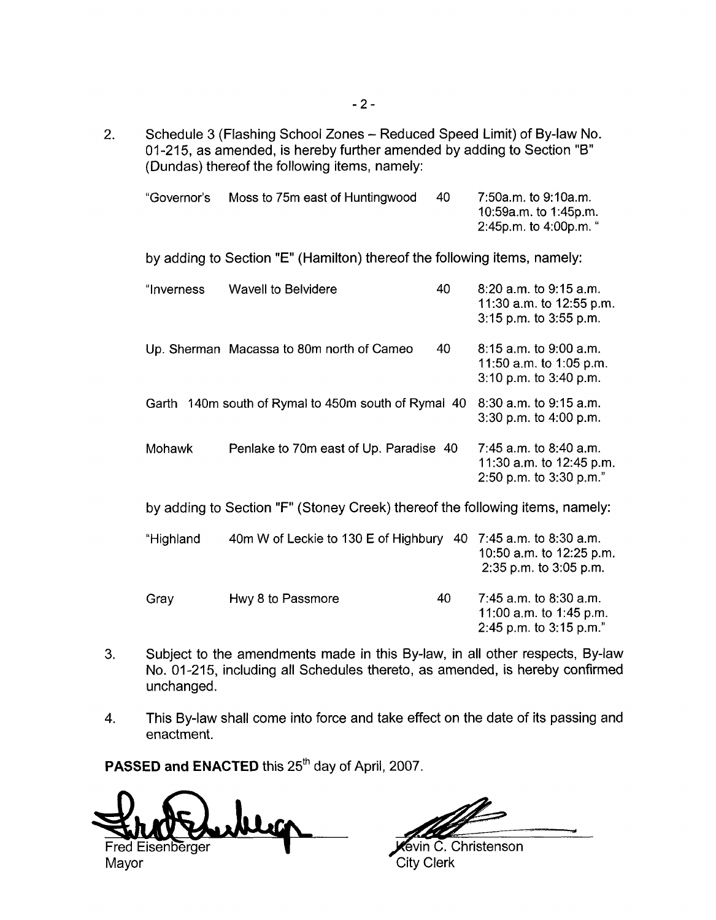2. Schedule 3 (Flashing School Zones – Reduced Speed Limit) of By-law No. 01-215, as amended, is hereby further amended by adding to Section "B" (Dundas) thereof the following items, namely:

| | | | |
|---|---|---|---|
| "Governor's | Moss to 75m east of Huntingwood | 40 | 7:50a.m. to 9:10a.m.<br>10:59a.m. to 1:45p.m.<br>2:45p.m. to 4:00p.m. " |

by adding to Section "E" (Hamilton) thereof the following items, namely:

| | | | |
|---|---|---|---|
| "Inverness | Wavell to Belvidere | 40 | 8:20 a.m. to 9:15 a.m.<br>11:30 a.m. to 12:55 p.m.<br>3:15 p.m. to 3:55 p.m. |
| Up. Sherman | Macassa to 80m north of Cameo | 40 | 8:15 a.m. to 9:00 a.m.<br>11:50 a.m. to 1:05 p.m.<br>3:10 p.m. to 3:40 p.m. |
| Garth | 140m south of Rymal to 450m south of Rymal | 40 | 8:30 a.m. to 9:15 a.m.<br>3:30 p.m. to 4:00 p.m. |
| Mohawk | Penlake to 70m east of Up. Paradise | 40 | 7:45 a.m. to 8:40 a.m.<br>11:30 a.m. to 12:45 p.m.<br>2:50 p.m. to 3:30 p.m." |

by adding to Section "F" (Stoney Creek) thereof the following items, namely:

| | | | |
|---|---|---|---|
| "Highland | 40m W of Leckie to 130 E of Highbury | 40 | 7:45 a.m. to 8:30 a.m.<br>10:50 a.m. to 12:25 p.m.<br>2:35 p.m. to 3:05 p.m. |
| Gray | Hwy 8 to Passmore | 40 | 7:45 a.m. to 8:30 a.m.<br>11:00 a.m. to 1:45 p.m.<br>2:45 p.m. to 3:15 p.m." |

3. Subject to the amendments made in this By-law, in all other respects, By-law No. 01-215, including all Schedules thereto, as amended, is hereby confirmed unchanged.

4. This By-law shall come into force and take effect on the date of its passing and enactment.

**PASSED and ENACTED** this 25th day of April, 2007.

Fred Eisenberger
Mayor

Kevin C. Christenson
City Clerk